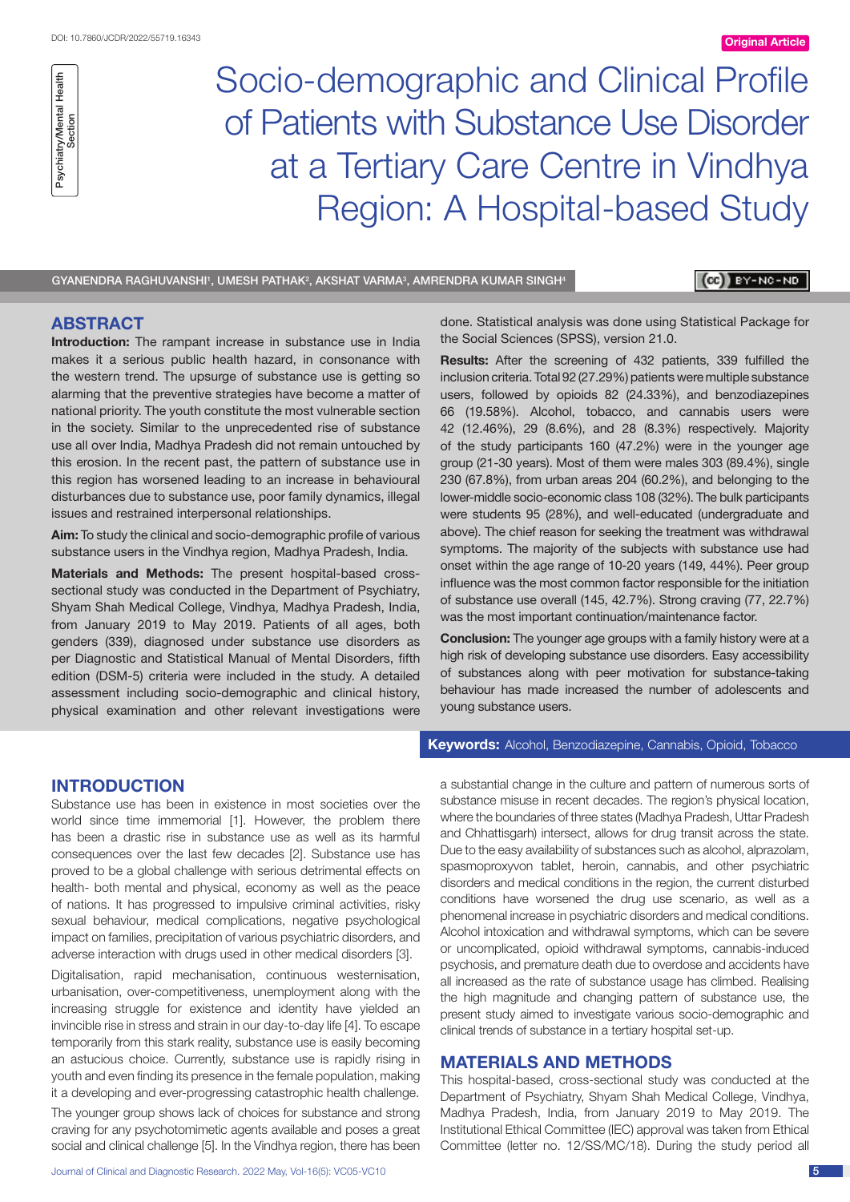DOI: 10.7860/JCDR/2022/55719.16343

Original Article

Psychiatry/Mental Health Section

# Socio-demographic and Clinical Profile of Patients with Substance Use Disorder at a Tertiary Care Centre in Vindhya Region: A Hospital-based Study

GYANENDRA RAGHUVANSHI[1], UMESH PATHAK[2], AKSHAT VARMA[3], AMRENDRA KUMAR SINGH[4]

## ABSTRACT

**Introduction:** The rampant increase in substance use in India makes it a serious public health hazard, in consonance with the western trend. The upsurge of substance use is getting so alarming that the preventive strategies have become a matter of national priority. The youth constitute the most vulnerable section in the society. Similar to the unprecedented rise of substance use all over India, Madhya Pradesh did not remain untouched by this erosion. In the recent past, the pattern of substance use in this region has worsened leading to an increase in behavioural disturbances due to substance use, poor family dynamics, illegal issues and restrained interpersonal relationships.

**Aim:** To study the clinical and socio-demographic profile of various substance users in the Vindhya region, Madhya Pradesh, India.

**Materials and Methods:** The present hospital-based cross-sectional study was conducted in the Department of Psychiatry, Shyam Shah Medical College, Vindhya, Madhya Pradesh, India, from January 2019 to May 2019. Patients of all ages, both genders (339), diagnosed under substance use disorders as per Diagnostic and Statistical Manual of Mental Disorders, fifth edition (DSM-5) criteria were included in the study. A detailed assessment including socio-demographic and clinical history, physical examination and other relevant investigations were done. Statistical analysis was done using Statistical Package for the Social Sciences (SPSS), version 21.0.

**Results:** After the screening of 432 patients, 339 fulfilled the inclusion criteria. Total 92 (27.29%) patients were multiple substance users, followed by opioids 82 (24.33%), and benzodiazepines 66 (19.58%). Alcohol, tobacco, and cannabis users were 42 (12.46%), 29 (8.6%), and 28 (8.3%) respectively. Majority of the study participants 160 (47.2%) were in the younger age group (21-30 years). Most of them were males 303 (89.4%), single 230 (67.8%), from urban areas 204 (60.2%), and belonging to the lower-middle socio-economic class 108 (32%). The bulk participants were students 95 (28%), and well-educated (undergraduate and above). The chief reason for seeking the treatment was withdrawal symptoms. The majority of the subjects with substance use had onset within the age range of 10-20 years (149, 44%). Peer group influence was the most common factor responsible for the initiation of substance use overall (145, 42.7%). Strong craving (77, 22.7%) was the most important continuation/maintenance factor.

**Conclusion:** The younger age groups with a family history were at a high risk of developing substance use disorders. Easy accessibility of substances along with peer motivation for substance-taking behaviour has made increased the number of adolescents and young substance users.

**Keywords:** Alcohol, Benzodiazepine, Cannabis, Opioid, Tobacco

## INTRODUCTION

Substance use has been in existence in most societies over the world since time immemorial [1]. However, the problem there has been a drastic rise in substance use as well as its harmful consequences over the last few decades [2]. Substance use has proved to be a global challenge with serious detrimental effects on health- both mental and physical, economy as well as the peace of nations. It has progressed to impulsive criminal activities, risky sexual behaviour, medical complications, negative psychological impact on families, precipitation of various psychiatric disorders, and adverse interaction with drugs used in other medical disorders [3].

Digitalisation, rapid mechanisation, continuous westernisation, urbanisation, over-competitiveness, unemployment along with the increasing struggle for existence and identity have yielded an invincible rise in stress and strain in our day-to-day life [4]. To escape temporarily from this stark reality, substance use is easily becoming an astucious choice. Currently, substance use is rapidly rising in youth and even finding its presence in the female population, making it a developing and ever-progressing catastrophic health challenge.

The younger group shows lack of choices for substance and strong craving for any psychotomimetic agents available and poses a great social and clinical challenge [5]. In the Vindhya region, there has been a substantial change in the culture and pattern of numerous sorts of substance misuse in recent decades. The region's physical location, where the boundaries of three states (Madhya Pradesh, Uttar Pradesh and Chhattisgarh) intersect, allows for drug transit across the state. Due to the easy availability of substances such as alcohol, alprazolam, spasmoproxyvon tablet, heroin, cannabis, and other psychiatric disorders and medical conditions in the region, the current disturbed conditions have worsened the drug use scenario, as well as a phenomenal increase in psychiatric disorders and medical conditions. Alcohol intoxication and withdrawal symptoms, which can be severe or uncomplicated, opioid withdrawal symptoms, cannabis-induced psychosis, and premature death due to overdose and accidents have all increased as the rate of substance usage has climbed. Realising the high magnitude and changing pattern of substance use, the present study aimed to investigate various socio-demographic and clinical trends of substance in a tertiary hospital set-up.

## MATERIALS AND METHODS

This hospital-based, cross-sectional study was conducted at the Department of Psychiatry, Shyam Shah Medical College, Vindhya, Madhya Pradesh, India, from January 2019 to May 2019. The Institutional Ethical Committee (IEC) approval was taken from Ethical Committee (letter no. 12/SS/MC/18). During the study period all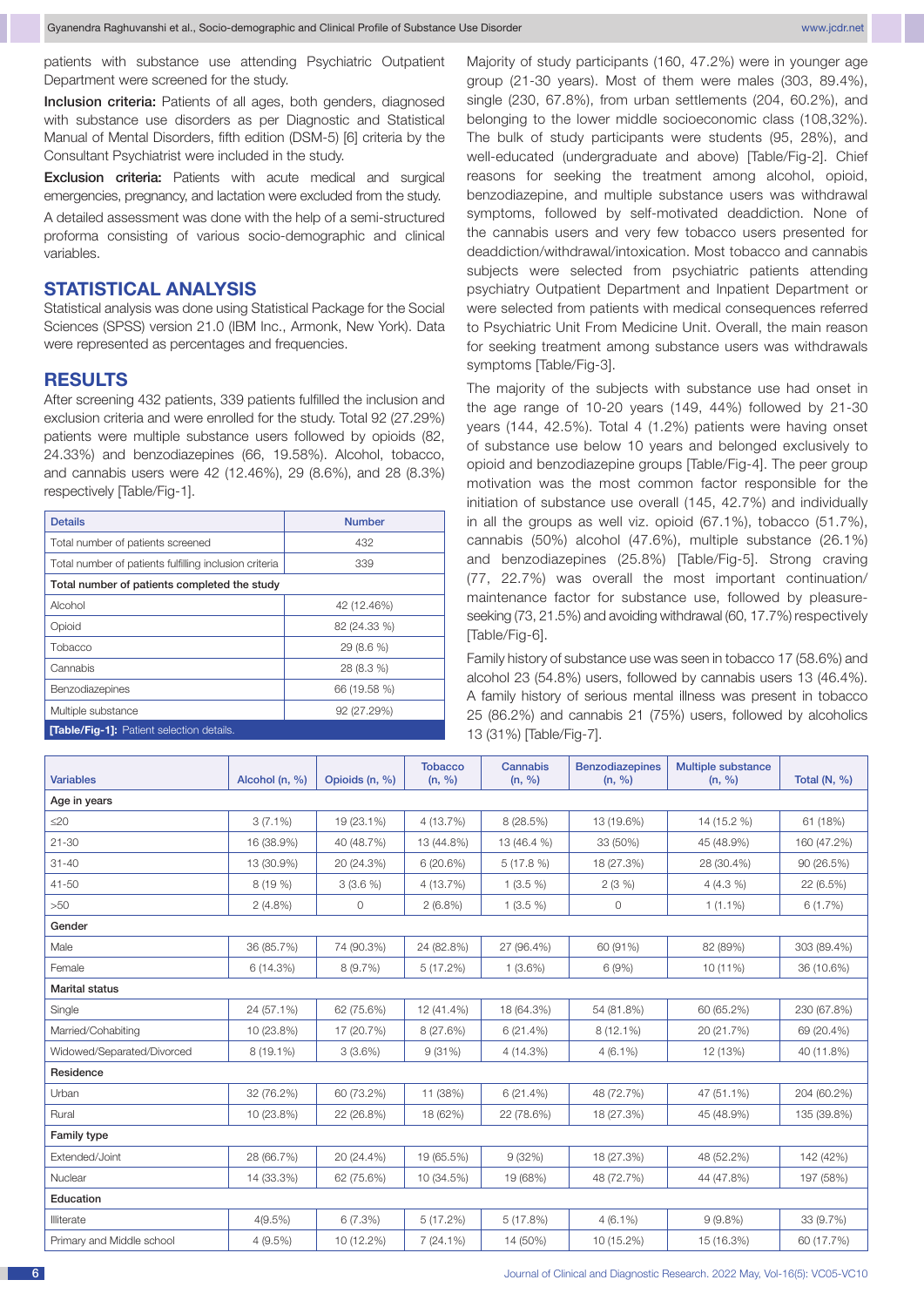patients with substance use attending Psychiatric Outpatient Department were screened for the study.

**Inclusion criteria:** Patients of all ages, both genders, diagnosed with substance use disorders as per Diagnostic and Statistical Manual of Mental Disorders, fifth edition (DSM-5) [6] criteria by the Consultant Psychiatrist were included in the study.

**Exclusion criteria:** Patients with acute medical and surgical emergencies, pregnancy, and lactation were excluded from the study.

A detailed assessment was done with the help of a semi-structured proforma consisting of various socio-demographic and clinical variables.

## STATISTICAL ANALYSIS

Statistical analysis was done using Statistical Package for the Social Sciences (SPSS) version 21.0 (IBM Inc., Armonk, New York). Data were represented as percentages and frequencies.

## RESULTS

After screening 432 patients, 339 patients fulfilled the inclusion and exclusion criteria and were enrolled for the study. Total 92 (27.29%) patients were multiple substance users followed by opioids (82, 24.33%) and benzodiazepines (66, 19.58%). Alcohol, tobacco, and cannabis users were 42 (12.46%), 29 (8.6%), and 28 (8.3%) respectively [Table/Fig-1].

| Details | Number |
|---|---|
| Total number of patients screened | 432 |
| Total number of patients fulfilling inclusion criteria | 339 |
| Total number of patients completed the study | |
| Alcohol | 42 (12.46%) |
| Opioid | 82 (24.33 %) |
| Tobacco | 29 (8.6 %) |
| Cannabis | 28 (8.3 %) |
| Benzodiazepines | 66 (19.58 %) |
| Multiple substance | 92 (27.29%) |

**[Table/Fig-1]:** Patient selection details.

Majority of study participants (160, 47.2%) were in younger age group (21-30 years). Most of them were males (303, 89.4%), single (230, 67.8%), from urban settlements (204, 60.2%), and belonging to the lower middle socioeconomic class (108,32%). The bulk of study participants were students (95, 28%), and well-educated (undergraduate and above) [Table/Fig-2]. Chief reasons for seeking the treatment among alcohol, opioid, benzodiazepine, and multiple substance users was withdrawal symptoms, followed by self-motivated deaddiction. None of the cannabis users and very few tobacco users presented for deaddiction/withdrawal/intoxication. Most tobacco and cannabis subjects were selected from psychiatric patients attending psychiatry Outpatient Department and Inpatient Department or were selected from patients with medical consequences referred to Psychiatric Unit From Medicine Unit. Overall, the main reason for seeking treatment among substance users was withdrawals symptoms [Table/Fig-3].

The majority of the subjects with substance use had onset in the age range of 10-20 years (149, 44%) followed by 21-30 years (144, 42.5%). Total 4 (1.2%) patients were having onset of substance use below 10 years and belonged exclusively to opioid and benzodiazepine groups [Table/Fig-4]. The peer group motivation was the most common factor responsible for the initiation of substance use overall (145, 42.7%) and individually in all the groups as well viz. opioid (67.1%), tobacco (51.7%), cannabis (50%) alcohol (47.6%), multiple substance (26.1%) and benzodiazepines (25.8%) [Table/Fig-5]. Strong craving (77, 22.7%) was overall the most important continuation/maintenance factor for substance use, followed by pleasure-seeking (73, 21.5%) and avoiding withdrawal (60, 17.7%) respectively [Table/Fig-6].

Family history of substance use was seen in tobacco 17 (58.6%) and alcohol 23 (54.8%) users, followed by cannabis users 13 (46.4%). A family history of serious mental illness was present in tobacco 25 (86.2%) and cannabis 21 (75%) users, followed by alcoholics 13 (31%) [Table/Fig-7].

| Variables | Alcohol (n, %) | Opioids (n, %) | Tobacco (n, %) | Cannabis (n, %) | Benzodiazepines (n, %) | Multiple substance (n, %) | Total (N, %) |
|---|---|---|---|---|---|---|---|
| **Age in years** | | | | | | | |
| ≤20 | 3 (7.1%) | 19 (23.1%) | 4 (13.7%) | 8 (28.5%) | 13 (19.6%) | 14 (15.2 %) | 61 (18%) |
| 21-30 | 16 (38.9%) | 40 (48.7%) | 13 (44.8%) | 13 (46.4 %) | 33 (50%) | 45 (48.9%) | 160 (47.2%) |
| 31-40 | 13 (30.9%) | 20 (24.3%) | 6 (20.6%) | 5 (17.8 %) | 18 (27.3%) | 28 (30.4%) | 90 (26.5%) |
| 41-50 | 8 (19 %) | 3 (3.6 %) | 4 (13.7%) | 1 (3.5 %) | 2 (3 %) | 4 (4.3 %) | 22 (6.5%) |
| >50 | 2 (4.8%) | 0 | 2 (6.8%) | 1 (3.5 %) | 0 | 1 (1.1%) | 6 (1.7%) |
| **Gender** | | | | | | | |
| Male | 36 (85.7%) | 74 (90.3%) | 24 (82.8%) | 27 (96.4%) | 60 (91%) | 82 (89%) | 303 (89.4%) |
| Female | 6 (14.3%) | 8 (9.7%) | 5 (17.2%) | 1 (3.6%) | 6 (9%) | 10 (11%) | 36 (10.6%) |
| **Marital status** | | | | | | | |
| Single | 24 (57.1%) | 62 (75.6%) | 12 (41.4%) | 18 (64.3%) | 54 (81.8%) | 60 (65.2%) | 230 (67.8%) |
| Married/Cohabiting | 10 (23.8%) | 17 (20.7%) | 8 (27.6%) | 6 (21.4%) | 8 (12.1%) | 20 (21.7%) | 69 (20.4%) |
| Widowed/Separated/Divorced | 8 (19.1%) | 3 (3.6%) | 9 (31%) | 4 (14.3%) | 4 (6.1%) | 12 (13%) | 40 (11.8%) |
| **Residence** | | | | | | | |
| Urban | 32 (76.2%) | 60 (73.2%) | 11 (38%) | 6 (21.4%) | 48 (72.7%) | 47 (51.1%) | 204 (60.2%) |
| Rural | 10 (23.8%) | 22 (26.8%) | 18 (62%) | 22 (78.6%) | 18 (27.3%) | 45 (48.9%) | 135 (39.8%) |
| **Family type** | | | | | | | |
| Extended/Joint | 28 (66.7%) | 20 (24.4%) | 19 (65.5%) | 9 (32%) | 18 (27.3%) | 48 (52.2%) | 142 (42%) |
| Nuclear | 14 (33.3%) | 62 (75.6%) | 10 (34.5%) | 19 (68%) | 48 (72.7%) | 44 (47.8%) | 197 (58%) |
| **Education** | | | | | | | |
| Illiterate | 4(9.5%) | 6 (7.3%) | 5 (17.2%) | 5 (17.8%) | 4 (6.1%) | 9 (9.8%) | 33 (9.7%) |
| Primary and Middle school | 4 (9.5%) | 10 (12.2%) | 7 (24.1%) | 14 (50%) | 10 (15.2%) | 15 (16.3%) | 60 (17.7%) |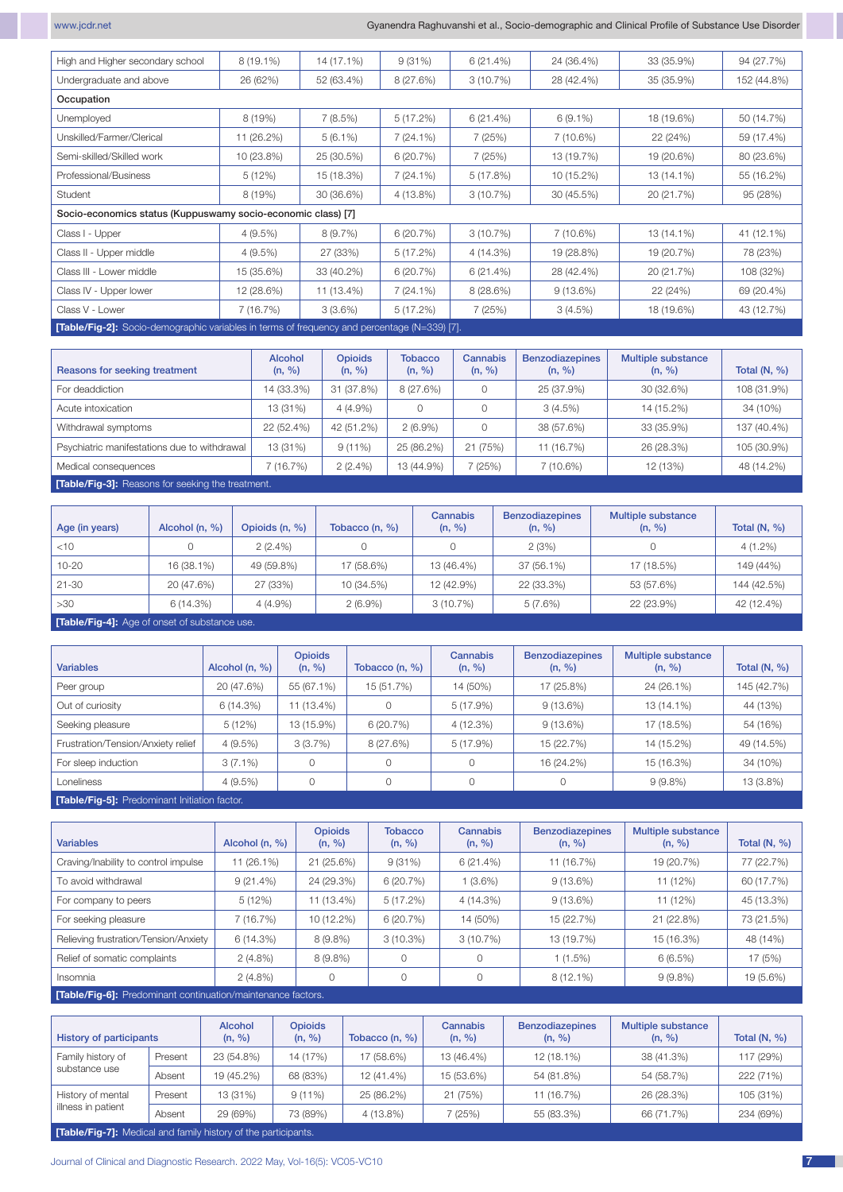| High and Higher secondary school | 8 (19.1%) | 14 (17.1%) | 9 (31%) | 6 (21.4%) | 24 (36.4%) | 33 (35.9%) | 94 (27.7%) |
|---|---|---|---|---|---|---|---|
| Undergraduate and above | 26 (62%) | 52 (63.4%) | 8 (27.6%) | 3 (10.7%) | 28 (42.4%) | 35 (35.9%) | 152 (44.8%) |
| **Occupation** | | | | | | | |
| Unemployed | 8 (19%) | 7 (8.5%) | 5 (17.2%) | 6 (21.4%) | 6 (9.1%) | 18 (19.6%) | 50 (14.7%) |
| Unskilled/Farmer/Clerical | 11 (26.2%) | 5 (6.1%) | 7 (24.1%) | 7 (25%) | 7 (10.6%) | 22 (24%) | 59 (17.4%) |
| Semi-skilled/Skilled work | 10 (23.8%) | 25 (30.5%) | 6 (20.7%) | 7 (25%) | 13 (19.7%) | 19 (20.6%) | 80 (23.6%) |
| Professional/Business | 5 (12%) | 15 (18.3%) | 7 (24.1%) | 5 (17.8%) | 10 (15.2%) | 13 (14.1%) | 55 (16.2%) |
| Student | 8 (19%) | 30 (36.6%) | 4 (13.8%) | 3 (10.7%) | 30 (45.5%) | 20 (21.7%) | 95 (28%) |
| **Socio-economics status (Kuppuswamy socio-economic class) [7]** | | | | | | | |
| Class I - Upper | 4 (9.5%) | 8 (9.7%) | 6 (20.7%) | 3 (10.7%) | 7 (10.6%) | 13 (14.1%) | 41 (12.1%) |
| Class II - Upper middle | 4 (9.5%) | 27 (33%) | 5 (17.2%) | 4 (14.3%) | 19 (28.8%) | 19 (20.7%) | 78 (23%) |
| Class III - Lower middle | 15 (35.6%) | 33 (40.2%) | 6 (20.7%) | 6 (21.4%) | 28 (42.4%) | 20 (21.7%) | 108 (32%) |
| Class IV - Upper lower | 12 (28.6%) | 11 (13.4%) | 7 (24.1%) | 8 (28.6%) | 9 (13.6%) | 22 (24%) | 69 (20.4%) |
| Class V - Lower | 7 (16.7%) | 3 (3.6%) | 5 (17.2%) | 7 (25%) | 3 (4.5%) | 18 (19.6%) | 43 (12.7%) |

**[Table/Fig-2]:** Socio-demographic variables in terms of frequency and percentage (N=339) [7].

| Reasons for seeking treatment | Alcohol (n, %) | Opioids (n, %) | Tobacco (n, %) | Cannabis (n, %) | Benzodiazepines (n, %) | Multiple substance (n, %) | Total (N, %) |
|---|---|---|---|---|---|---|---|
| For deaddiction | 14 (33.3%) | 31 (37.8%) | 8 (27.6%) | 0 | 25 (37.9%) | 30 (32.6%) | 108 (31.9%) |
| Acute intoxication | 13 (31%) | 4 (4.9%) | 0 | 0 | 3 (4.5%) | 14 (15.2%) | 34 (10%) |
| Withdrawal symptoms | 22 (52.4%) | 42 (51.2%) | 2 (6.9%) | 0 | 38 (57.6%) | 33 (35.9%) | 137 (40.4%) |
| Psychiatric manifestations due to withdrawal | 13 (31%) | 9 (11%) | 25 (86.2%) | 21 (75%) | 11 (16.7%) | 26 (28.3%) | 105 (30.9%) |
| Medical consequences | 7 (16.7%) | 2 (2.4%) | 13 (44.9%) | 7 (25%) | 7 (10.6%) | 12 (13%) | 48 (14.2%) |

**[Table/Fig-3]:** Reasons for seeking the treatment.

| Age (in years) | Alcohol (n, %) | Opioids (n, %) | Tobacco (n, %) | Cannabis (n, %) | Benzodiazepines (n, %) | Multiple substance (n, %) | Total (N, %) |
|---|---|---|---|---|---|---|---|
| <10 | 0 | 2 (2.4%) | 0 | 0 | 2 (3%) | 0 | 4 (1.2%) |
| 10-20 | 16 (38.1%) | 49 (59.8%) | 17 (58.6%) | 13 (46.4%) | 37 (56.1%) | 17 (18.5%) | 149 (44%) |
| 21-30 | 20 (47.6%) | 27 (33%) | 10 (34.5%) | 12 (42.9%) | 22 (33.3%) | 53 (57.6%) | 144 (42.5%) |
| >30 | 6 (14.3%) | 4 (4.9%) | 2 (6.9%) | 3 (10.7%) | 5 (7.6%) | 22 (23.9%) | 42 (12.4%) |

**[Table/Fig-4]:** Age of onset of substance use.

| Variables | Alcohol (n, %) | Opioids (n, %) | Tobacco (n, %) | Cannabis (n, %) | Benzodiazepines (n, %) | Multiple substance (n, %) | Total (N, %) |
|---|---|---|---|---|---|---|---|
| Peer group | 20 (47.6%) | 55 (67.1%) | 15 (51.7%) | 14 (50%) | 17 (25.8%) | 24 (26.1%) | 145 (42.7%) |
| Out of curiosity | 6 (14.3%) | 11 (13.4%) | 0 | 5 (17.9%) | 9 (13.6%) | 13 (14.1%) | 44 (13%) |
| Seeking pleasure | 5 (12%) | 13 (15.9%) | 6 (20.7%) | 4 (12.3%) | 9 (13.6%) | 17 (18.5%) | 54 (16%) |
| Frustration/Tension/Anxiety relief | 4 (9.5%) | 3 (3.7%) | 8 (27.6%) | 5 (17.9%) | 15 (22.7%) | 14 (15.2%) | 49 (14.5%) |
| For sleep induction | 3 (7.1%) | 0 | 0 | 0 | 16 (24.2%) | 15 (16.3%) | 34 (10%) |
| Loneliness | 4 (9.5%) | 0 | 0 | 0 | 0 | 9 (9.8%) | 13 (3.8%) |

**[Table/Fig-5]:** Predominant Initiation factor.

| Variables | Alcohol (n, %) | Opioids (n, %) | Tobacco (n, %) | Cannabis (n, %) | Benzodiazepines (n, %) | Multiple substance (n, %) | Total (N, %) |
|---|---|---|---|---|---|---|---|
| Craving/Inability to control impulse | 11 (26.1%) | 21 (25.6%) | 9 (31%) | 6 (21.4%) | 11 (16.7%) | 19 (20.7%) | 77 (22.7%) |
| To avoid withdrawal | 9 (21.4%) | 24 (29.3%) | 6 (20.7%) | 1 (3.6%) | 9 (13.6%) | 11 (12%) | 60 (17.7%) |
| For company to peers | 5 (12%) | 11 (13.4%) | 5 (17.2%) | 4 (14.3%) | 9 (13.6%) | 11 (12%) | 45 (13.3%) |
| For seeking pleasure | 7 (16.7%) | 10 (12.2%) | 6 (20.7%) | 14 (50%) | 15 (22.7%) | 21 (22.8%) | 73 (21.5%) |
| Relieving frustration/Tension/Anxiety | 6 (14.3%) | 8 (9.8%) | 3 (10.3%) | 3 (10.7%) | 13 (19.7%) | 15 (16.3%) | 48 (14%) |
| Relief of somatic complaints | 2 (4.8%) | 8 (9.8%) | 0 | 0 | 1 (1.5%) | 6 (6.5%) | 17 (5%) |
| Insomnia | 2 (4.8%) | 0 | 0 | 0 | 8 (12.1%) | 9 (9.8%) | 19 (5.6%) |

**[Table/Fig-6]:** Predominant continuation/maintenance factors.

| History of participants | | Alcohol (n, %) | Opioids (n, %) | Tobacco (n, %) | Cannabis (n, %) | Benzodiazepines (n, %) | Multiple substance (n, %) | Total (N, %) |
|---|---|---|---|---|---|---|---|---|
| Family history of substance use | Present | 23 (54.8%) | 14 (17%) | 17 (58.6%) | 13 (46.4%) | 12 (18.1%) | 38 (41.3%) | 117 (29%) |
| | Absent | 19 (45.2%) | 68 (83%) | 12 (41.4%) | 15 (53.6%) | 54 (81.8%) | 54 (58.7%) | 222 (71%) |
| History of mental illness in patient | Present | 13 (31%) | 9 (11%) | 25 (86.2%) | 21 (75%) | 11 (16.7%) | 26 (28.3%) | 105 (31%) |
| | Absent | 29 (69%) | 73 (89%) | 4 (13.8%) | 7 (25%) | 55 (83.3%) | 66 (71.7%) | 234 (69%) |

**[Table/Fig-7]:** Medical and family history of the participants.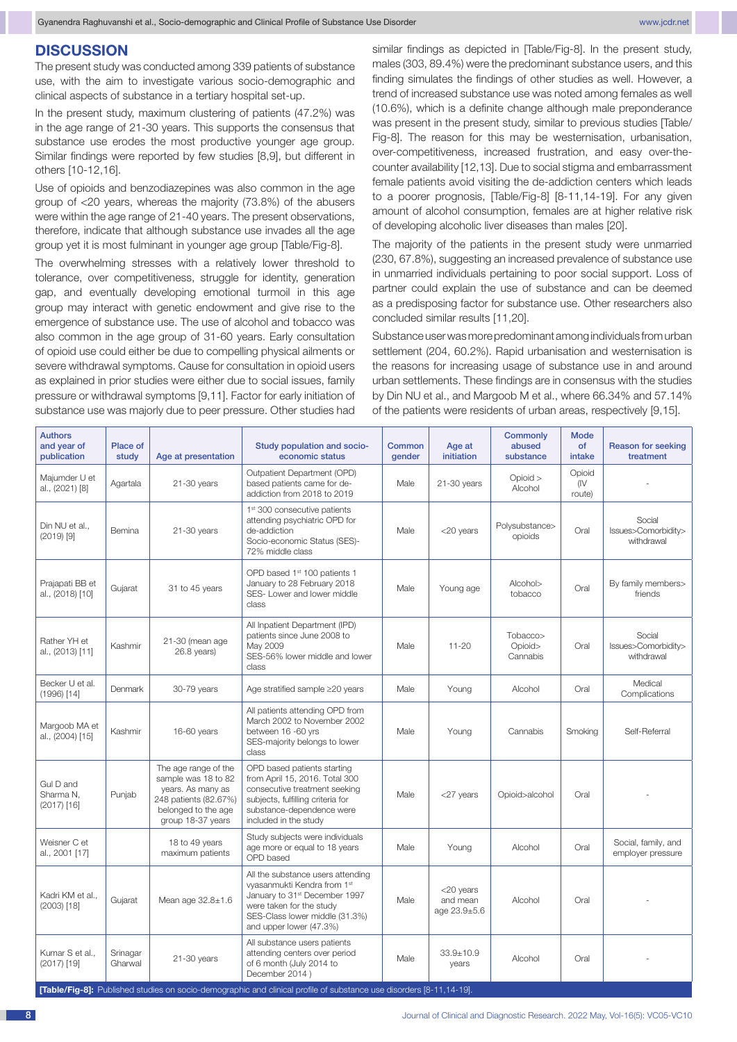## DISCUSSION

The present study was conducted among 339 patients of substance use, with the aim to investigate various socio-demographic and clinical aspects of substance in a tertiary hospital set-up.

In the present study, maximum clustering of patients (47.2%) was in the age range of 21-30 years. This supports the consensus that substance use erodes the most productive younger age group. Similar findings were reported by few studies [8,9], but different in others [10-12,16].

Use of opioids and benzodiazepines was also common in the age group of <20 years, whereas the majority (73.8%) of the abusers were within the age range of 21-40 years. The present observations, therefore, indicate that although substance use invades all the age group yet it is most fulminant in younger age group [Table/Fig-8].

The overwhelming stresses with a relatively lower threshold to tolerance, over competitiveness, struggle for identity, generation gap, and eventually developing emotional turmoil in this age group may interact with genetic endowment and give rise to the emergence of substance use. The use of alcohol and tobacco was also common in the age group of 31-60 years. Early consultation of opioid use could either be due to compelling physical ailments or severe withdrawal symptoms. Cause for consultation in opioid users as explained in prior studies were either due to social issues, family pressure or withdrawal symptoms [9,11]. Factor for early initiation of substance use was majorly due to peer pressure. Other studies had similar findings as depicted in [Table/Fig-8]. In the present study, males (303, 89.4%) were the predominant substance users, and this finding simulates the findings of other studies as well. However, a trend of increased substance use was noted among females as well (10.6%), which is a definite change although male preponderance was present in the present study, similar to previous studies [Table/Fig-8]. The reason for this may be westernisation, urbanisation, over-competitiveness, increased frustration, and easy over-the-counter availability [12,13]. Due to social stigma and embarrassment female patients avoid visiting the de-addiction centers which leads to a poorer prognosis, [Table/Fig-8] [8-11,14-19]. For any given amount of alcohol consumption, females are at higher relative risk of developing alcoholic liver diseases than males [20].

The majority of the patients in the present study were unmarried (230, 67.8%), suggesting an increased prevalence of substance use in unmarried individuals pertaining to poor social support. Loss of partner could explain the use of substance and can be deemed as a predisposing factor for substance use. Other researchers also concluded similar results [11,20].

Substance user was more predominant among individuals from urban settlement (204, 60.2%). Rapid urbanisation and westernisation is the reasons for increasing usage of substance use in and around urban settlements. These findings are in consensus with the studies by Din NU et al., and Margoob M et al., where 66.34% and 57.14% of the patients were residents of urban areas, respectively [9,15].

| Authors and year of publication | Place of study | Age at presentation | Study population and socio-economic status | Common gender | Age at initiation | Commonly abused substance | Mode of intake | Reason for seeking treatment |
|---|---|---|---|---|---|---|---|---|
| Majumder U et al., (2021) [8] | Agartala | 21-30 years | Outpatient Department (OPD) based patients came for de-addiction from 2018 to 2019 | Male | 21-30 years | Opioid > Alcohol | Opioid (IV route) | - |
| Din NU et al., (2019) [9] | Bemina | 21-30 years | 1st 300 consecutive patients attending psychiatric OPD for de-addiction Socio-economic Status (SES)- 72% middle class | Male | <20 years | Polysubstance> opioids | Oral | Social Issues>Comorbidity> withdrawal |
| Prajapati BB et al., (2018) [10] | Gujarat | 31 to 45 years | OPD based 1st 100 patients 1 January to 28 February 2018 SES- Lower and lower middle class | Male | Young age | Alcohol> tobacco | Oral | By family members> friends |
| Rather YH et al., (2013) [11] | Kashmir | 21-30 (mean age 26.8 years) | All Inpatient Department (IPD) patients since June 2008 to May 2009 SES-56% lower middle and lower class | Male | 11-20 | Tobacco> Opioid> Cannabis | Oral | Social Issues>Comorbidity> withdrawal |
| Becker U et al. (1996) [14] | Denmark | 30-79 years | Age stratified sample ≥20 years | Male | Young | Alcohol | Oral | Medical Complications |
| Margoob MA et al., (2004) [15] | Kashmir | 16-60 years | All patients attending OPD from March 2002 to November 2002 between 16 -60 yrs SES-majority belongs to lower class | Male | Young | Cannabis | Smoking | Self-Referral |
| Gul D and Sharma N, (2017) [16] | Punjab | The age range of the sample was 18 to 82 years. As many as 248 patients (82.67%) belonged to the age group 18-37 years | OPD based patients starting from April 15, 2016. Total 300 consecutive treatment seeking subjects, fulfilling criteria for substance-dependence were included in the study | Male | <27 years | Opioid>alcohol | Oral | - |
| Weisner C et al., 2001 [17] | | 18 to 49 years maximum patients | Study subjects were individuals age more or equal to 18 years OPD based | Male | Young | Alcohol | Oral | Social, family, and employer pressure |
| Kadri KM et al., (2003) [18] | Gujarat | Mean age 32.8±1.6 | All the substance users attending vyasanmukti Kendra from 1st January to 31st December 1997 were taken for the study SES-Class lower middle (31.3%) and upper lower (47.3%) | Male | <20 years and mean age 23.9±5.6 | Alcohol | Oral | - |
| Kumar S et al., (2017) [19] | Srinagar Gharwal | 21-30 years | All substance users patients attending centers over period of 6 month (July 2014 to December 2014 ) | Male | 33.9±10.9 years | Alcohol | Oral | - |

**[Table/Fig-8]:** Published studies on socio-demographic and clinical profile of substance use disorders [8-11,14-19].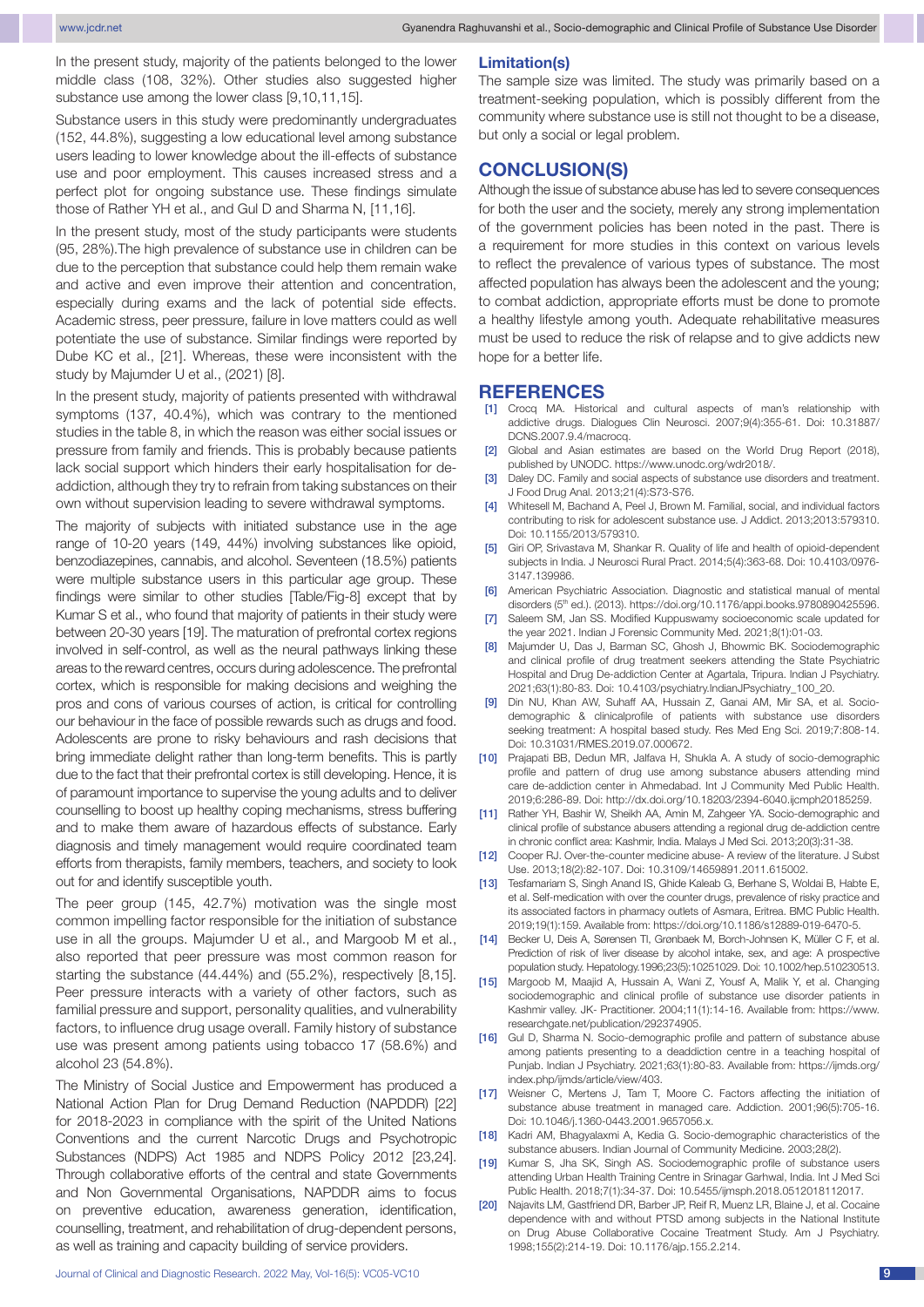In the present study, majority of the patients belonged to the lower middle class (108, 32%). Other studies also suggested higher substance use among the lower class [9,10,11,15].

Substance users in this study were predominantly undergraduates (152, 44.8%), suggesting a low educational level among substance users leading to lower knowledge about the ill-effects of substance use and poor employment. This causes increased stress and a perfect plot for ongoing substance use. These findings simulate those of Rather YH et al., and Gul D and Sharma N, [11,16].

In the present study, most of the study participants were students (95, 28%).The high prevalence of substance use in children can be due to the perception that substance could help them remain wake and active and even improve their attention and concentration, especially during exams and the lack of potential side effects. Academic stress, peer pressure, failure in love matters could as well potentiate the use of substance. Similar findings were reported by Dube KC et al., [21]. Whereas, these were inconsistent with the study by Majumder U et al., (2021) [8].

In the present study, majority of patients presented with withdrawal symptoms (137, 40.4%), which was contrary to the mentioned studies in the table 8, in which the reason was either social issues or pressure from family and friends. This is probably because patients lack social support which hinders their early hospitalisation for de-addiction, although they try to refrain from taking substances on their own without supervision leading to severe withdrawal symptoms.

The majority of subjects with initiated substance use in the age range of 10-20 years (149, 44%) involving substances like opioid, benzodiazepines, cannabis, and alcohol. Seventeen (18.5%) patients were multiple substance users in this particular age group. These findings were similar to other studies [Table/Fig-8] except that by Kumar S et al., who found that majority of patients in their study were between 20-30 years [19]. The maturation of prefrontal cortex regions involved in self-control, as well as the neural pathways linking these areas to the reward centres, occurs during adolescence. The prefrontal cortex, which is responsible for making decisions and weighing the pros and cons of various courses of action, is critical for controlling our behaviour in the face of possible rewards such as drugs and food. Adolescents are prone to risky behaviours and rash decisions that bring immediate delight rather than long-term benefits. This is partly due to the fact that their prefrontal cortex is still developing. Hence, it is of paramount importance to supervise the young adults and to deliver counselling to boost up healthy coping mechanisms, stress buffering and to make them aware of hazardous effects of substance. Early diagnosis and timely management would require coordinated team efforts from therapists, family members, teachers, and society to look out for and identify susceptible youth.

The peer group (145, 42.7%) motivation was the single most common impelling factor responsible for the initiation of substance use in all the groups. Majumder U et al., and Margoob M et al., also reported that peer pressure was most common reason for starting the substance (44.44%) and (55.2%), respectively [8,15]. Peer pressure interacts with a variety of other factors, such as familial pressure and support, personality qualities, and vulnerability factors, to influence drug usage overall. Family history of substance use was present among patients using tobacco 17 (58.6%) and alcohol 23 (54.8%).

The Ministry of Social Justice and Empowerment has produced a National Action Plan for Drug Demand Reduction (NAPDDR) [22] for 2018-2023 in compliance with the spirit of the United Nations Conventions and the current Narcotic Drugs and Psychotropic Substances (NDPS) Act 1985 and NDPS Policy 2012 [23,24]. Through collaborative efforts of the central and state Governments and Non Governmental Organisations, NAPDDR aims to focus on preventive education, awareness generation, identification, counselling, treatment, and rehabilitation of drug-dependent persons, as well as training and capacity building of service providers.

### Limitation(s)

The sample size was limited. The study was primarily based on a treatment-seeking population, which is possibly different from the community where substance use is still not thought to be a disease, but only a social or legal problem.

## CONCLUSION(S)

Although the issue of substance abuse has led to severe consequences for both the user and the society, merely any strong implementation of the government policies has been noted in the past. There is a requirement for more studies in this context on various levels to reflect the prevalence of various types of substance. The most affected population has always been the adolescent and the young; to combat addiction, appropriate efforts must be done to promote a healthy lifestyle among youth. Adequate rehabilitative measures must be used to reduce the risk of relapse and to give addicts new hope for a better life.

## REFERENCES

[1] Crocq MA. Historical and cultural aspects of man's relationship with addictive drugs. Dialogues Clin Neurosci. 2007;9(4):355-61. Doi: 10.31887/DCNS.2007.9.4/macrocq.

[2] Global and Asian estimates are based on the World Drug Report (2018), published by UNODC. https://www.unodc.org/wdr2018/.

[3] Daley DC. Family and social aspects of substance use disorders and treatment. J Food Drug Anal. 2013;21(4):S73-S76.

[4] Whitesell M, Bachand A, Peel J, Brown M. Familial, social, and individual factors contributing to risk for adolescent substance use. J Addict. 2013;2013:579310. Doi: 10.1155/2013/579310.

[5] Giri OP, Srivastava M, Shankar R. Quality of life and health of opioid-dependent subjects in India. J Neurosci Rural Pract. 2014;5(4):363-68. Doi: 10.4103/0976-3147.139986.

[6] American Psychiatric Association. Diagnostic and statistical manual of mental disorders (5th ed.). (2013). https://doi.org/10.1176/appi.books.9780890425596.

[7] Saleem SM, Jan SS. Modified Kuppuswamy socioeconomic scale updated for the year 2021. Indian J Forensic Community Med. 2021;8(1):01-03.

[8] Majumder U, Das J, Barman SC, Ghosh J, Bhowmic BK. Sociodemographic and clinical profile of drug treatment seekers attending the State Psychiatric Hospital and Drug De-addiction Center at Agartala, Tripura. Indian J Psychiatry. 2021;63(1):80-83. Doi: 10.4103/psychiatry.IndianJPsychiatry_100_20.

[9] Din NU, Khan AW, Suhaff AA, Hussain Z, Ganai AM, Mir SA, et al. Socio-demographic & clinicalprofile of patients with substance use disorders seeking treatment: A hospital based study. Res Med Eng Sci. 2019;7:808-14. Doi: 10.31031/RMES.2019.07.000672.

[10] Prajapati BB, Dedun MR, Jalfava H, Shukla A. A study of socio-demographic profile and pattern of drug use among substance abusers attending mind care de-addiction center in Ahmedabad. Int J Community Med Public Health. 2019;6:286-89. Doi: http://dx.doi.org/10.18203/2394-6040.ijcmph20185259.

[11] Rather YH, Bashir W, Sheikh AA, Amin M, Zahgeer YA. Socio-demographic and clinical profile of substance abusers attending a regional drug de-addiction centre in chronic conflict area: Kashmir, India. Malays J Med Sci. 2013;20(3):31-38.

[12] Cooper RJ. Over-the-counter medicine abuse- A review of the literature. J Subst Use. 2013;18(2):82-107. Doi: 10.3109/14659891.2011.615002.

[13] Tesfamariam S, Singh Anand IS, Ghide Kaleab G, Berhane S, Woldai B, Habte E, et al. Self-medication with over the counter drugs, prevalence of risky practice and its associated factors in pharmacy outlets of Asmara, Eritrea. BMC Public Health. 2019;19(1):159. Available from: https://doi.org/10.1186/s12889-019-6470-5.

[14] Becker U, Deis A, Sørensen TI, Grønbaek M, Borch-Johnsen K, Müller C F, et al. Prediction of risk of liver disease by alcohol intake, sex, and age: A prospective population study. Hepatology.1996;23(5):10251029. Doi: 10.1002/hep.510230513.

[15] Margoob M, Maajid A, Hussain A, Wani Z, Yousf A, Malik Y, et al. Changing sociodemographic and clinical profile of substance use disorder patients in Kashmir valley. JK- Practitioner. 2004;11(1):14-16. Available from: https://www.researchgate.net/publication/292374905.

[16] Gul D, Sharma N. Socio-demographic profile and pattern of substance abuse among patients presenting to a deaddiction centre in a teaching hospital of Punjab. Indian J Psychiatry. 2021;63(1):80-83. Available from: https://ijmds.org/index.php/ijmds/article/view/403.

[17] Weisner C, Mertens J, Tam T, Moore C. Factors affecting the initiation of substance abuse treatment in managed care. Addiction. 2001;96(5):705-16. Doi: 10.1046/j.1360-0443.2001.9657056.x.

[18] Kadri AM, Bhagyalaxmi A, Kedia G. Socio-demographic characteristics of the substance abusers. Indian Journal of Community Medicine. 2003;28(2).

[19] Kumar S, Jha SK, Singh AS. Sociodemographic profile of substance users attending Urban Health Training Centre in Srinagar Garhwal, India. Int J Med Sci Public Health. 2018;7(1):34-37. Doi: 10.5455/ijmsph.2018.0512018112017.

[20] Najavits LM, Gastfriend DR, Barber JP, Reif R, Muenz LR, Blaine J, et al. Cocaine dependence with and without PTSD among subjects in the National Institute on Drug Abuse Collaborative Cocaine Treatment Study. Am J Psychiatry. 1998;155(2):214-19. Doi: 10.1176/ajp.155.2.214.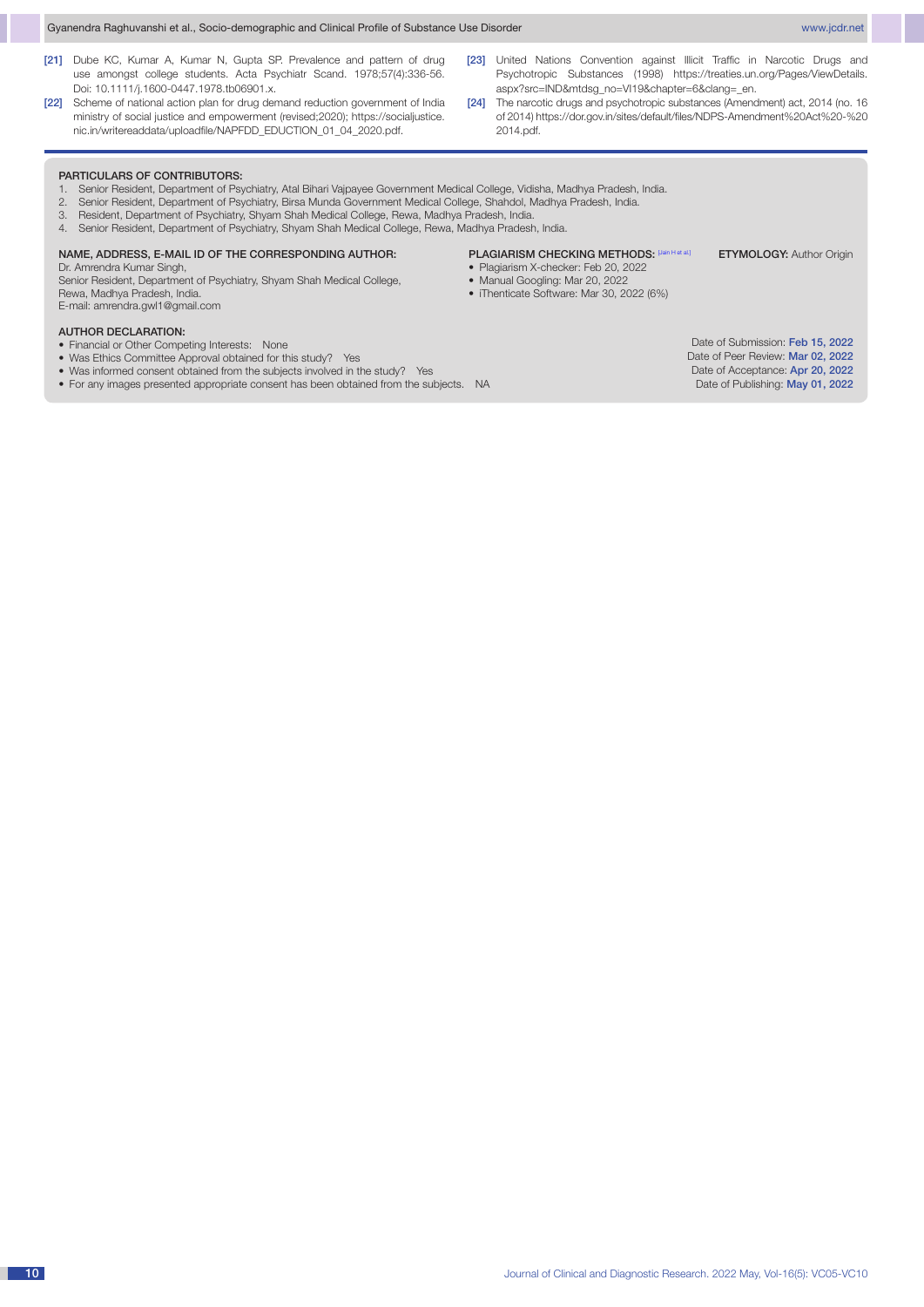[21] Dube KC, Kumar A, Kumar N, Gupta SP. Prevalence and pattern of drug use amongst college students. Acta Psychiatr Scand. 1978;57(4):336-56. Doi: 10.1111/j.1600-0447.1978.tb06901.x.

[22] Scheme of national action plan for drug demand reduction government of India ministry of social justice and empowerment (revised;2020); https://socialjustice.nic.in/writereaddata/uploadfile/NAPFDD_EDUCTION_01_04_2020.pdf.

[23] United Nations Convention against Illicit Traffic in Narcotic Drugs and Psychotropic Substances (1998) https://treaties.un.org/Pages/ViewDetails.aspx?src=IND&mtdsg_no=VI19&chapter=6&clang=_en.

[24] The narcotic drugs and psychotropic substances (Amendment) act, 2014 (no. 16 of 2014) https://dor.gov.in/sites/default/files/NDPS-Amendment%20Act%20-%20 2014.pdf.

**PARTICULARS OF CONTRIBUTORS:**

1. Senior Resident, Department of Psychiatry, Atal Bihari Vajpayee Government Medical College, Vidisha, Madhya Pradesh, India.
2. Senior Resident, Department of Psychiatry, Birsa Munda Government Medical College, Shahdol, Madhya Pradesh, India.
3. Resident, Department of Psychiatry, Shyam Shah Medical College, Rewa, Madhya Pradesh, India.
4. Senior Resident, Department of Psychiatry, Shyam Shah Medical College, Rewa, Madhya Pradesh, India.

**NAME, ADDRESS, E-MAIL ID OF THE CORRESPONDING AUTHOR:**

Dr. Amrendra Kumar Singh,
Senior Resident, Department of Psychiatry, Shyam Shah Medical College,
Rewa, Madhya Pradesh, India.
E-mail: amrendra.gwl1@gmail.com

**PLAGIARISM CHECKING METHODS:** [Jain H et al.]

- Plagiarism X-checker: Feb 20, 2022
- Manual Googling: Mar 20, 2022
- iThenticate Software: Mar 30, 2022 (6%)

**ETYMOLOGY:** Author Origin

**AUTHOR DECLARATION:**

- Financial or Other Competing Interests: None
- Was Ethics Committee Approval obtained for this study? Yes
- Was informed consent obtained from the subjects involved in the study? Yes
- For any images presented appropriate consent has been obtained from the subjects. NA

Date of Submission: **Feb 15, 2022**
Date of Peer Review: **Mar 02, 2022**
Date of Acceptance: **Apr 20, 2022**
Date of Publishing: **May 01, 2022**